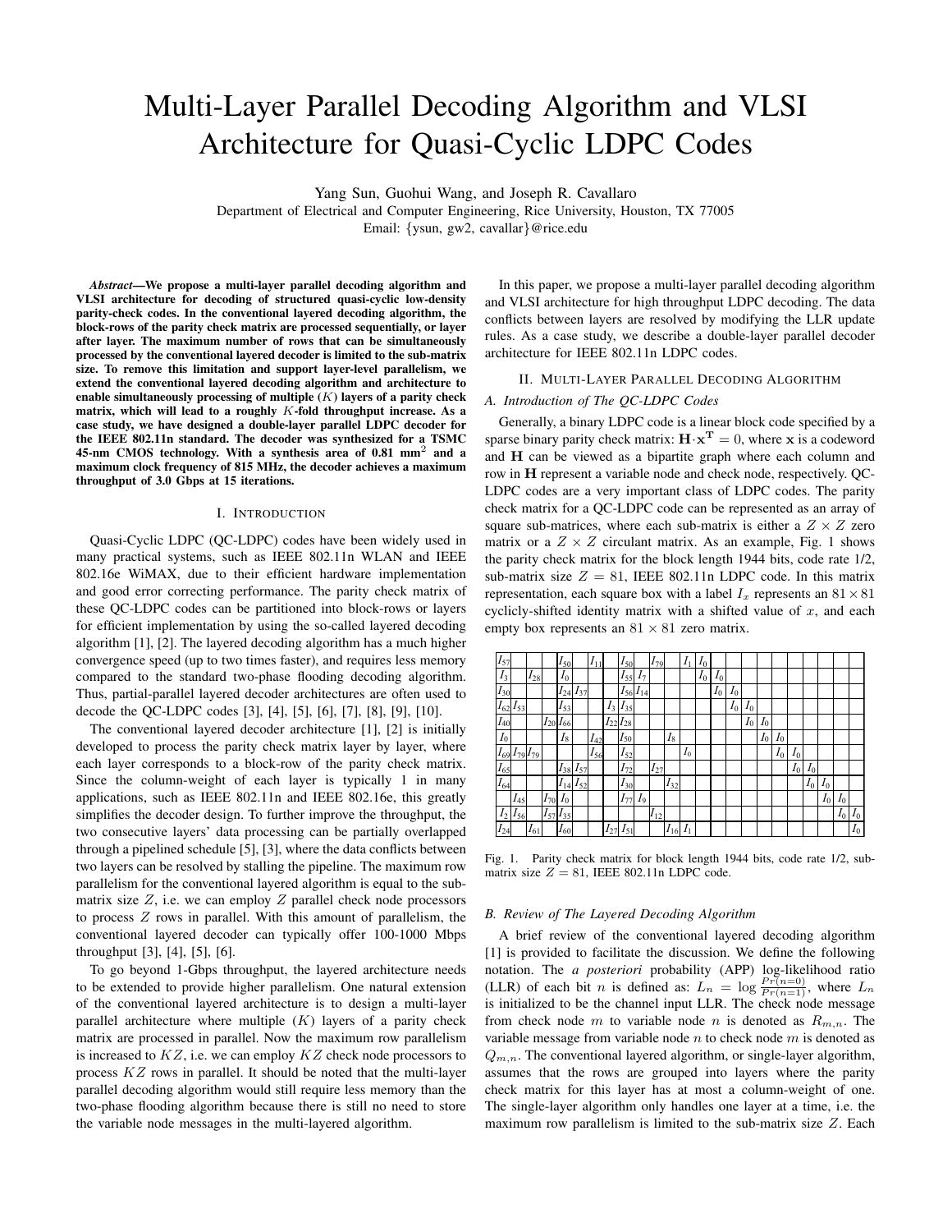# Multi-Layer Parallel Decoding Algorithm and VLSI Architecture for Quasi-Cyclic LDPC Codes

Yang Sun, Guohui Wang, and Joseph R. Cavallaro

Department of Electrical and Computer Engineering, Rice University, Houston, TX 77005

Email: {ysun, gw2, cavallar}@rice.edu

***Abstract*—We propose a multi-layer parallel decoding algorithm and VLSI architecture for decoding of structured quasi-cyclic low-density parity-check codes. In the conventional layered decoding algorithm, the block-rows of the parity check matrix are processed sequentially, or layer after layer. The maximum number of rows that can be simultaneously processed by the conventional layered decoder is limited to the sub-matrix size. To remove this limitation and support layer-level parallelism, we extend the conventional layered decoding algorithm and architecture to enable simultaneously processing of multiple ($K$) layers of a parity check matrix, which will lead to a roughly $K$-fold throughput increase. As a case study, we have designed a double-layer parallel LDPC decoder for the IEEE 802.11n standard. The decoder was synthesized for a TSMC 45-nm CMOS technology. With a synthesis area of 0.81 mm$^2$ and a maximum clock frequency of 815 MHz, the decoder achieves a maximum throughput of 3.0 Gbps at 15 iterations.**

## I. Introduction

Quasi-Cyclic LDPC (QC-LDPC) codes have been widely used in many practical systems, such as IEEE 802.11n WLAN and IEEE 802.16e WiMAX, due to their efficient hardware implementation and good error correcting performance. The parity check matrix of these QC-LDPC codes can be partitioned into block-rows or layers for efficient implementation by using the so-called layered decoding algorithm [1], [2]. The layered decoding algorithm has a much higher convergence speed (up to two times faster), and requires less memory compared to the standard two-phase flooding decoding algorithm. Thus, partial-parallel layered decoder architectures are often used to decode the QC-LDPC codes [3], [4], [5], [6], [7], [8], [9], [10].

The conventional layered decoder architecture [1], [2] is initially developed to process the parity check matrix layer by layer, where each layer corresponds to a block-row of the parity check matrix. Since the column-weight of each layer is typically 1 in many applications, such as IEEE 802.11n and IEEE 802.16e, this greatly simplifies the decoder design. To further improve the throughput, the two consecutive layers' data processing can be partially overlapped through a pipelined schedule [5], [3], where the data conflicts between two layers can be resolved by stalling the pipeline. The maximum row parallelism for the conventional layered algorithm is equal to the sub-matrix size $Z$, i.e. we can employ $Z$ parallel check node processors to process $Z$ rows in parallel. With this amount of parallelism, the conventional layered decoder can typically offer 100-1000 Mbps throughput [3], [4], [5], [6].

To go beyond 1-Gbps throughput, the layered architecture needs to be extended to provide higher parallelism. One natural extension of the conventional layered architecture is to design a multi-layer parallel architecture where multiple ($K$) layers of a parity check matrix are processed in parallel. Now the maximum row parallelism is increased to $KZ$, i.e. we can employ $KZ$ check node processors to process $KZ$ rows in parallel. It should be noted that the multi-layer parallel decoding algorithm would still require less memory than the two-phase flooding algorithm because there is still no need to store the variable node messages in the multi-layered algorithm.

In this paper, we propose a multi-layer parallel decoding algorithm and VLSI architecture for high throughput LDPC decoding. The data conflicts between layers are resolved by modifying the LLR update rules. As a case study, we describe a double-layer parallel decoder architecture for IEEE 802.11n LDPC codes.

## II. Multi-Layer Parallel Decoding Algorithm

### A. Introduction of The QC-LDPC Codes

Generally, a binary LDPC code is a linear block code specified by a sparse binary parity check matrix: $\mathbf{H}\cdot\mathbf{x}^{\mathbf{T}} = 0$, where $\mathbf{x}$ is a codeword and $\mathbf{H}$ can be viewed as a bipartite graph where each column and row in $\mathbf{H}$ represent a variable node and check node, respectively. QC-LDPC codes are a very important class of LDPC codes. The parity check matrix for a QC-LDPC code can be represented as an array of square sub-matrices, where each sub-matrix is either a $Z \times Z$ zero matrix or a $Z \times Z$ circulant matrix. As an example, Fig. 1 shows the parity check matrix for the block length 1944 bits, code rate 1/2, sub-matrix size $Z = 81$, IEEE 802.11n LDPC code. In this matrix representation, each square box with a label $I_x$ represents an $81 \times 81$ cyclicly-shifted identity matrix with a shifted value of $x$, and each empty box represents an $81 \times 81$ zero matrix.

| | | | | | | | | | | | | | | | | | | | | | | | |
|---|---|---|---|---|---|---|---|---|---|---|---|---|---|---|---|---|---|---|---|---|---|---|---|
| $I_{57}$ | | | | $I_{50}$ | | $I_{11}$ | | $I_{50}$ | | $I_{79}$ | | $I_1$ | $I_0$ | | | | | | | | | | |
| $I_3$ | | $I_{28}$ | | $I_0$ | | | | $I_{55}$ | $I_7$ | | | | $I_0$ | $I_0$ | | | | | | | | | |
| $I_{30}$ | | | | $I_{24}$ | $I_{37}$ | | | $I_{56}$ | $I_{14}$ | | | | | $I_0$ | $I_0$ | | | | | | | | |
| $I_{62}$ | $I_{53}$ | | | $I_{53}$ | | | $I_3$ | $I_{35}$ | | | | | | | $I_0$ | $I_0$ | | | | | | | |
| $I_{40}$ | | | $I_{20}$ | $I_{66}$ | | | $I_{22}$ | $I_{28}$ | | | | | | | | $I_0$ | $I_0$ | | | | | | |
| $I_0$ | | | | $I_8$ | | $I_{42}$ | | $I_{50}$ | | | $I_8$ | | | | | | $I_0$ | $I_0$ | | | | | |
| $I_{69}$ | $I_{79}$ | $I_{79}$ | | | | $I_{56}$ | | $I_{52}$ | | | | $I_0$ | | | | | | $I_0$ | $I_0$ | | | | |
| $I_{65}$ | | | | $I_{38}$ | $I_{57}$ | | | $I_{72}$ | | $I_{27}$ | | | | | | | | | $I_0$ | $I_0$ | | | |
| $I_{64}$ | | | | $I_{14}$ | $I_{52}$ | | | $I_{30}$ | | | $I_{32}$ | | | | | | | | | $I_0$ | $I_0$ | | |
| | $I_{45}$ | | $I_{70}$ | $I_0$ | | | | $I_{77}$ | $I_9$ | | | | | | | | | | | | $I_0$ | $I_0$ | |
| $I_2$ | $I_{56}$ | | $I_{57}$ | $I_{35}$ | | | | | | $I_{12}$ | | | | | | | | | | | | $I_0$ | $I_0$ |
| $I_{24}$ | | $I_{61}$ | | $I_{60}$ | | | $I_{27}$ | $I_{51}$ | | | $I_{16}$ | $I_1$ | | | | | | | | | | | $I_0$ |

Fig. 1. Parity check matrix for block length 1944 bits, code rate 1/2, sub-matrix size $Z = 81$, IEEE 802.11n LDPC code.

### B. Review of The Layered Decoding Algorithm

A brief review of the conventional layered decoding algorithm [1] is provided to facilitate the discussion. We define the following notation. The *a posteriori* probability (APP) log-likelihood ratio (LLR) of each bit $n$ is defined as: $L_n = \log \frac{Pr(n=0)}{Pr(n=1)}$, where $L_n$ is initialized to be the channel input LLR. The check node message from check node $m$ to variable node $n$ is denoted as $R_{m,n}$. The variable message from variable node $n$ to check node $m$ is denoted as $Q_{m,n}$. The conventional layered algorithm, or single-layer algorithm, assumes that the rows are grouped into layers where the parity check matrix for this layer has at most a column-weight of one. The single-layer algorithm only handles one layer at a time, i.e. the maximum row parallelism is limited to the sub-matrix size $Z$. Each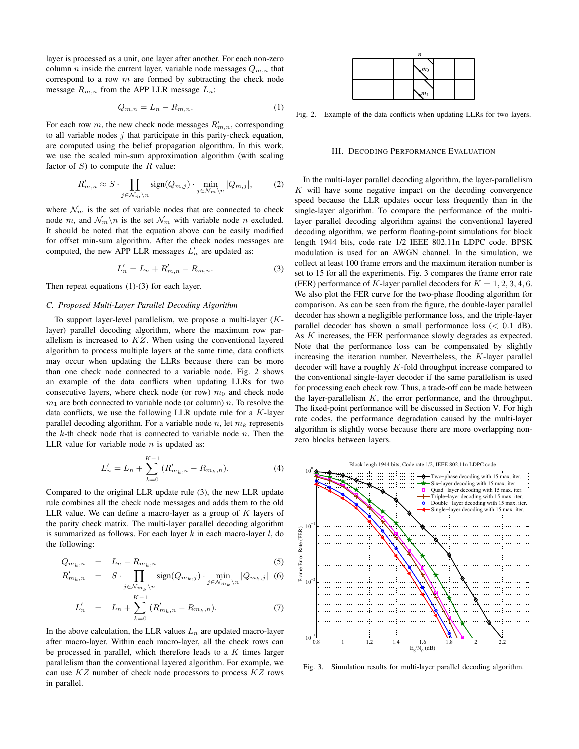layer is processed as a unit, one layer after another. For each non-zero column $n$ inside the current layer, variable node messages $Q_{m,n}$ that correspond to a row $m$ are formed by subtracting the check node message $R_{m,n}$ from the APP LLR message $L_n$:

$$Q_{m,n} = L_n - R_{m,n}. \tag{1}$$

For each row $m$, the new check node messages $R'_{m,n}$, corresponding to all variable nodes $j$ that participate in this parity-check equation, are computed using the belief propagation algorithm. In this work, we use the scaled min-sum approximation algorithm (with scaling factor of $S$) to compute the $R$ value:

$$R'_{m,n} \approx S \cdot \prod_{j \in \mathcal{N}_m \backslash n} \text{sign}(Q_{m,j}) \cdot \min_{j \in \mathcal{N}_m \backslash n} |Q_{m,j}|, \tag{2}$$

where $\mathcal{N}_m$ is the set of variable nodes that are connected to check node $m$, and $\mathcal{N}_m \backslash n$ is the set $\mathcal{N}_m$ with variable node $n$ excluded. It should be noted that the equation above can be easily modified for offset min-sum algorithm. After the check nodes messages are computed, the new APP LLR messages $L'_n$ are updated as:

$$L'_n = L_n + R'_{m,n} - R_{m,n}. \tag{3}$$

Then repeat equations (1)-(3) for each layer.

### C. Proposed Multi-Layer Parallel Decoding Algorithm

To support layer-level parallelism, we propose a multi-layer ($K$-layer) parallel decoding algorithm, where the maximum row parallelism is increased to $KZ$. When using the conventional layered algorithm to process multiple layers at the same time, data conflicts may occur when updating the LLRs because there can be more than one check node connected to a variable node. Fig. 2 shows an example of the data conflicts when updating LLRs for two consecutive layers, where check node (or row) $m_0$ and check node $m_1$ are both connected to variable node (or column) $n$. To resolve the data conflicts, we use the following LLR update rule for a $K$-layer parallel decoding algorithm. For a variable node $n$, let $m_k$ represents the $k$-th check node that is connected to variable node $n$. Then the LLR value for variable node $n$ is updated as:

$$L'_n = L_n + \sum_{k=0}^{K-1} (R'_{m_k,n} - R_{m_k,n}). \tag{4}$$

Compared to the original LLR update rule (3), the new LLR update rule combines all the check node messages and adds them to the old LLR value. We can define a macro-layer as a group of $K$ layers of the parity check matrix. The multi-layer parallel decoding algorithm is summarized as follows. For each layer $k$ in each macro-layer $l$, do the following:

$$Q_{m_k,n} = L_n - R_{m_k,n} \tag{5}$$

$$R'_{m_k,n} = S \cdot \prod_{j \in \mathcal{N}_{m_k} \backslash n} \text{sign}(Q_{m_k,j}) \cdot \min_{j \in \mathcal{N}_{m_k} \backslash n} |Q_{m_k,j}| \tag{6}$$

$$L'_n = L_n + \sum_{k=0}^{K-1} (R'_{m_k,n} - R_{m_k,n}). \tag{7}$$

In the above calculation, the LLR values $L_n$ are updated macro-layer after macro-layer. Within each macro-layer, all the check rows can be processed in parallel, which therefore leads to a $K$ times larger parallelism than the conventional layered algorithm. For example, we can use $KZ$ number of check node processors to process $KZ$ rows in parallel.

Fig. 2. Example of the data conflicts when updating LLRs for two layers.

## III. Decoding Performance Evaluation

In the multi-layer parallel decoding algorithm, the layer-parallelism $K$ will have some negative impact on the decoding convergence speed because the LLR updates occur less frequently than in the single-layer algorithm. To compare the performance of the multi-layer parallel decoding algorithm against the conventional layered decoding algorithm, we perform floating-point simulations for block length 1944 bits, code rate 1/2 IEEE 802.11n LDPC code. BPSK modulation is used for an AWGN channel. In the simulation, we collect at least 100 frame errors and the maximum iteration number is set to 15 for all the experiments. Fig. 3 compares the frame error rate (FER) performance of $K$-layer parallel decoders for $K = 1, 2, 3, 4, 6$. We also plot the FER curve for the two-phase flooding algorithm for comparison. As can be seen from the figure, the double-layer parallel decoder has shown a negligible performance loss, and the triple-layer parallel decoder has shown a small performance loss ($< 0.1$ dB). As $K$ increases, the FER performance slowly degrades as expected. Note that the performance loss can be compensated by slightly increasing the iteration number. Nevertheless, the $K$-layer parallel decoder will have a roughly $K$-fold throughput increase compared to the conventional single-layer decoder if the same parallelism is used for processing each check row. Thus, a trade-off can be made between the layer-parallelism $K$, the error performance, and the throughput. The fixed-point performance will be discussed in Section V. For high rate codes, the performance degradation caused by the multi-layer algorithm is slightly worse because there are more overlapping non-zero blocks between layers.

Fig. 3. Simulation results for multi-layer parallel decoding algorithm.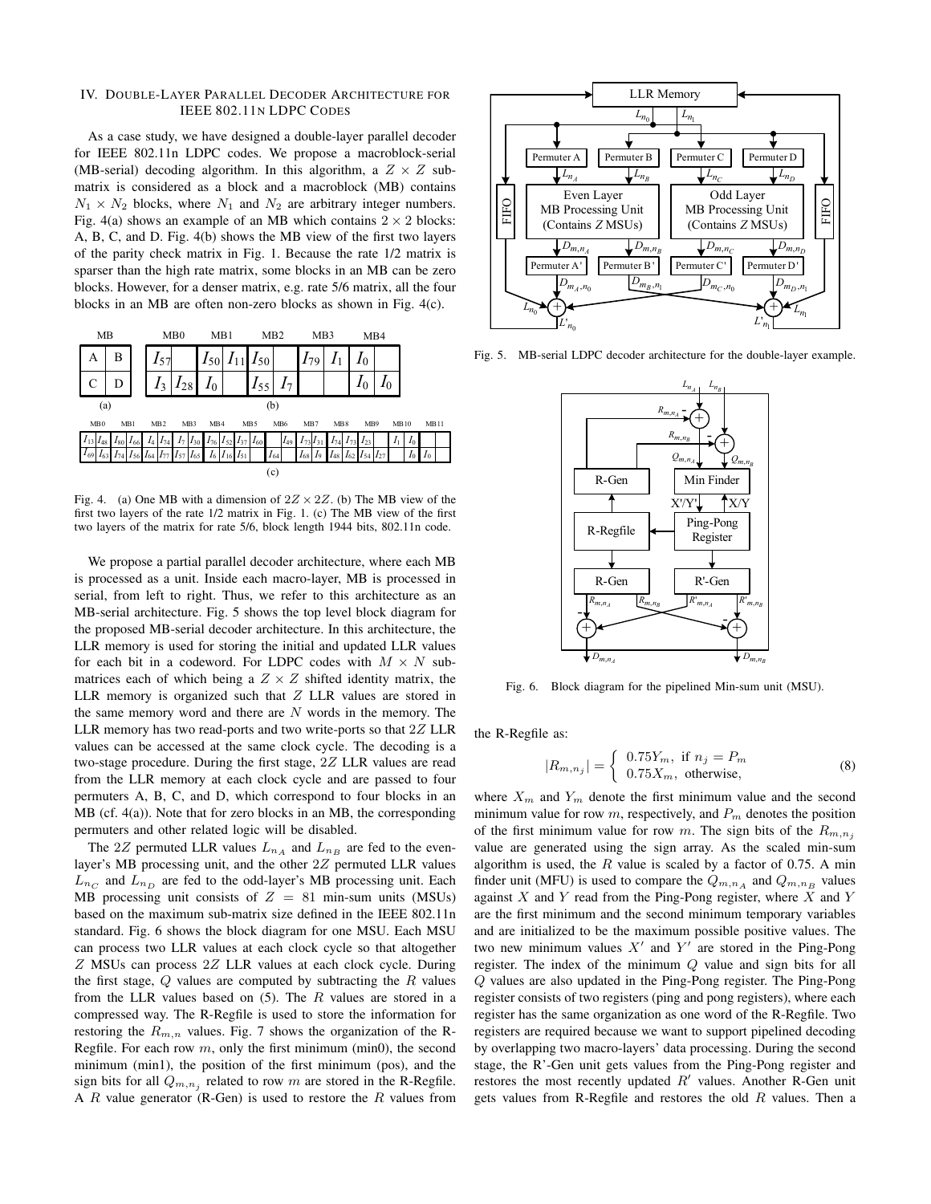## IV. Double-Layer Parallel Decoder Architecture for IEEE 802.11n LDPC Codes

As a case study, we have designed a double-layer parallel decoder for IEEE 802.11n LDPC codes. We propose a macroblock-serial (MB-serial) decoding algorithm. In this algorithm, a $Z \times Z$ sub-matrix is considered as a block and a macroblock (MB) contains $N_1 \times N_2$ blocks, where $N_1$ and $N_2$ are arbitrary integer numbers. Fig. 4(a) shows an example of an MB which contains $2 \times 2$ blocks: A, B, C, and D. Fig. 4(b) shows the MB view of the first two layers of the parity check matrix in Fig. 1. Because the rate 1/2 matrix is sparser than the high rate matrix, some blocks in an MB can be zero blocks. However, for a denser matrix, e.g. rate 5/6 matrix, all the four blocks in an MB are often non-zero blocks as shown in Fig. 4(c).

(a) MB:

| A | B |
|---|---|
| C | D |

(b)

| MB0 | | MB1 | | MB2 | | MB3 | | MB4 | |
|---|---|---|---|---|---|---|---|---|---|
| $I_{57}$ | | $I_{50}$ | $I_{11}$ | $I_{50}$ | | $I_{79}$ | $I_1$ | $I_0$ | |
| $I_3$ | $I_{28}$ | $I_0$ | | $I_{55}$ | $I_7$ | | | $I_0$ | $I_0$ |

(c)

| MB0 | | MB1 | | MB2 | | MB3 | | MB4 | | MB5 | | MB6 | | MB7 | | MB8 | | MB9 | | MB10 | | MB11 | |
|---|---|---|---|---|---|---|---|---|---|---|---|---|---|---|---|---|---|---|---|---|---|---|---|
| $I_{13}$ | $I_{48}$ | $I_{80}$ | $I_{66}$ | $I_4$ | $I_{74}$ | $I_7$ | $I_{30}$ | $I_{76}$ | $I_{52}$ | $I_{37}$ | $I_{60}$ | | $I_{49}$ | $I_{73}$ | $I_{31}$ | $I_{74}$ | $I_{73}$ | $I_{23}$ | | $I_1$ | $I_0$ | | |
| $I_{69}$ | $I_{63}$ | $I_{74}$ | $I_{56}$ | $I_{64}$ | $I_{77}$ | $I_{57}$ | $I_{65}$ | $I_6$ | $I_{16}$ | $I_{51}$ | | $I_{64}$ | | $I_{68}$ | $I_9$ | $I_{48}$ | $I_{62}$ | $I_{54}$ | $I_{27}$ | | $I_0$ | $I_0$ | |

Fig. 4. (a) One MB with a dimension of $2Z \times 2Z$. (b) The MB view of the first two layers of the rate 1/2 matrix in Fig. 1. (c) The MB view of the first two layers of the matrix for rate 5/6, block length 1944 bits, 802.11n code.

We propose a partial parallel decoder architecture, where each MB is processed as a unit. Inside each macro-layer, MB is processed in serial, from left to right. Thus, we refer to this architecture as an MB-serial architecture. Fig. 5 shows the top level block diagram for the proposed MB-serial decoder architecture. In this architecture, the LLR memory is used for storing the initial and updated LLR values for each bit in a codeword. For LDPC codes with $M \times N$ sub-matrices each of which being a $Z \times Z$ shifted identity matrix, the LLR memory is organized such that $Z$ LLR values are stored in the same memory word and there are $N$ words in the memory. The LLR memory has two read-ports and two write-ports so that $2Z$ LLR values can be accessed at the same clock cycle. The decoding is a two-stage procedure. During the first stage, $2Z$ LLR values are read from the LLR memory at each clock cycle and are passed to four permuters A, B, C, and D, which correspond to four blocks in an MB (cf. 4(a)). Note that for zero blocks in an MB, the corresponding permuters and other related logic will be disabled.

The $2Z$ permuted LLR values $L_{n_A}$ and $L_{n_B}$ are fed to the even-layer's MB processing unit, and the other $2Z$ permuted LLR values $L_{n_C}$ and $L_{n_D}$ are fed to the odd-layer's MB processing unit. Each MB processing unit consists of $Z = 81$ min-sum units (MSUs) based on the maximum sub-matrix size defined in the IEEE 802.11n standard. Fig. 6 shows the block diagram for one MSU. Each MSU can process two LLR values at each clock cycle so that altogether $Z$ MSUs can process $2Z$ LLR values at each clock cycle. During the first stage, $Q$ values are computed by subtracting the $R$ values from the LLR values based on (5). The $R$ values are stored in a compressed way. The R-Regfile is used to store the information for restoring the $R_{m,n}$ values. Fig. 7 shows the organization of the R-Regfile. For each row $m$, only the first minimum (min0), the second minimum (min1), the position of the first minimum (pos), and the sign bits for all $Q_{m,n_j}$ related to row $m$ are stored in the R-Regfile. A $R$ value generator (R-Gen) is used to restore the $R$ values from the R-Regfile as:

$$|R_{m,n_j}| = \begin{cases} 0.75Y_m, & \text{if } n_j = P_m \\ 0.75X_m, & \text{otherwise,} \end{cases} \tag{8}$$

where $X_m$ and $Y_m$ denote the first minimum value and the second minimum value for row $m$, respectively, and $P_m$ denotes the position of the first minimum value for row $m$. The sign bits of the $R_{m,n_j}$ value are generated using the sign array. As the scaled min-sum algorithm is used, the $R$ value is scaled by a factor of 0.75. A min finder unit (MFU) is used to compare the $Q_{m,n_A}$ and $Q_{m,n_B}$ values against $X$ and $Y$ read from the Ping-Pong register, where $X$ and $Y$ are the first minimum and the second minimum temporary variables and are initialized to be the maximum possible positive values. The two new minimum values $X'$ and $Y'$ are stored in the Ping-Pong register. The index of the minimum $Q$ value and sign bits for all $Q$ values are also updated in the Ping-Pong register. The Ping-Pong register consists of two registers (ping and pong registers), where each register has the same organization as one word of the R-Regfile. Two registers are required because we want to support pipelined decoding by overlapping two macro-layers' data processing. During the second stage, the R'-Gen unit gets values from the Ping-Pong register and restores the most recently updated $R'$ values. Another R-Gen unit gets values from R-Regfile and restores the old $R$ values. Then a

Fig. 5. MB-serial LDPC decoder architecture for the double-layer example.

Fig. 6. Block diagram for the pipelined Min-sum unit (MSU).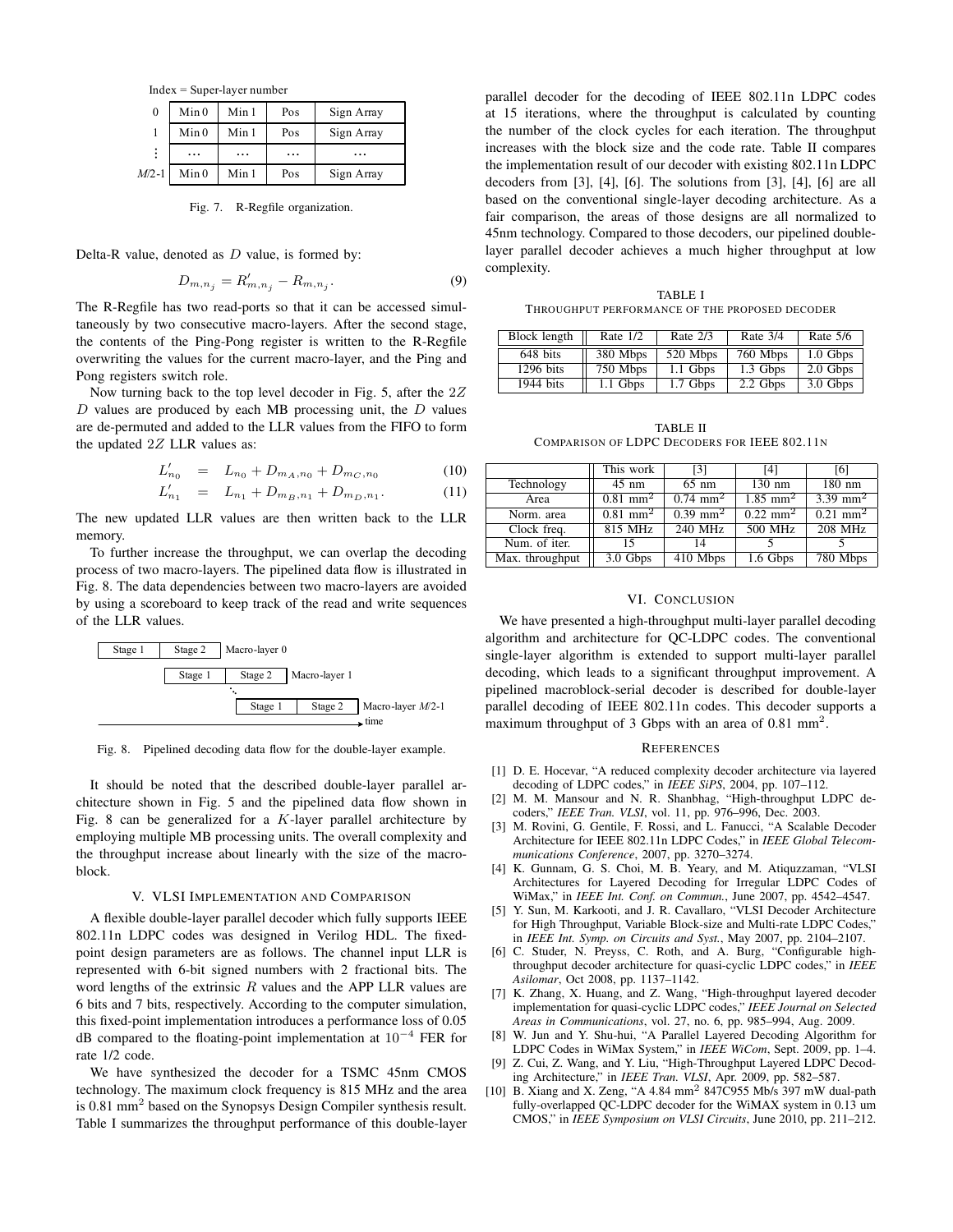Index = Super-layer number

| | | | | |
|---|---|---|---|---|
| 0 | Min 0 | Min 1 | Pos | Sign Array |
| 1 | Min 0 | Min 1 | Pos | Sign Array |
| ⋮ | … | … | … | … |
| $M/2$-1 | Min 0 | Min 1 | Pos | Sign Array |

Fig. 7. R-Regfile organization.

Delta-R value, denoted as $D$ value, is formed by:

$$D_{m,n_j} = R'_{m,n_j} - R_{m,n_j}. \tag{9}$$

The R-Regfile has two read-ports so that it can be accessed simultaneously by two consecutive macro-layers. After the second stage, the contents of the Ping-Pong register is written to the R-Regfile overwriting the values for the current macro-layer, and the Ping and Pong registers switch role.

Now turning back to the top level decoder in Fig. 5, after the $2Z$ $D$ values are produced by each MB processing unit, the $D$ values are de-permuted and added to the LLR values from the FIFO to form the updated $2Z$ LLR values as:

$$L'_{n_0} = L_{n_0} + D_{m_A,n_0} + D_{m_C,n_0} \tag{10}$$

$$L'_{n_1} = L_{n_1} + D_{m_B,n_1} + D_{m_D,n_1}. \tag{11}$$

The new updated LLR values are then written back to the LLR memory.

To further increase the throughput, we can overlap the decoding process of two macro-layers. The pipelined data flow is illustrated in Fig. 8. The data dependencies between two macro-layers are avoided by using a scoreboard to keep track of the read and write sequences of the LLR values.

Stage 1 | Stage 2 | Macro-layer 0

Stage 1 | Stage 2 | Macro-layer 1

Stage 1 | Stage 2 | Macro-layer $M/2$-1

time

Fig. 8. Pipelined decoding data flow for the double-layer example.

It should be noted that the described double-layer parallel architecture shown in Fig. 5 and the pipelined data flow shown in Fig. 8 can be generalized for a $K$-layer parallel architecture by employing multiple MB processing units. The overall complexity and the throughput increase about linearly with the size of the macroblock.

## V. VLSI Implementation and Comparison

A flexible double-layer parallel decoder which fully supports IEEE 802.11n LDPC codes was designed in Verilog HDL. The fixed-point design parameters are as follows. The channel input LLR is represented with 6-bit signed numbers with 2 fractional bits. The word lengths of the extrinsic $R$ values and the APP LLR values are 6 bits and 7 bits, respectively. According to the computer simulation, this fixed-point implementation introduces a performance loss of 0.05 dB compared to the floating-point implementation at $10^{-4}$ FER for rate 1/2 code.

We have synthesized the decoder for a TSMC 45nm CMOS technology. The maximum clock frequency is 815 MHz and the area is 0.81 mm$^2$ based on the Synopsys Design Compiler synthesis result. Table I summarizes the throughput performance of this double-layer parallel decoder for the decoding of IEEE 802.11n LDPC codes at 15 iterations, where the throughput is calculated by counting the number of the clock cycles for each iteration. The throughput increases with the block size and the code rate. Table II compares the implementation result of our decoder with existing 802.11n LDPC decoders from [3], [4], [6]. The solutions from [3], [4], [6] are all based on the conventional single-layer decoding architecture. As a fair comparison, the areas of those designs are all normalized to 45nm technology. Compared to those decoders, our pipelined double-layer parallel decoder achieves a much higher throughput at low complexity.

TABLE I
Throughput performance of the proposed decoder

| Block length | Rate 1/2 | Rate 2/3 | Rate 3/4 | Rate 5/6 |
|---|---|---|---|---|
| 648 bits | 380 Mbps | 520 Mbps | 760 Mbps | 1.0 Gbps |
| 1296 bits | 750 Mbps | 1.1 Gbps | 1.3 Gbps | 2.0 Gbps |
| 1944 bits | 1.1 Gbps | 1.7 Gbps | 2.2 Gbps | 3.0 Gbps |

TABLE II
Comparison of LDPC Decoders for IEEE 802.11n

| | This work | [3] | [4] | [6] |
|---|---|---|---|---|
| Technology | 45 nm | 65 nm | 130 nm | 180 nm |
| Area | 0.81 mm$^2$ | 0.74 mm$^2$ | 1.85 mm$^2$ | 3.39 mm$^2$ |
| Norm. area | 0.81 mm$^2$ | 0.39 mm$^2$ | 0.22 mm$^2$ | 0.21 mm$^2$ |
| Clock freq. | 815 MHz | 240 MHz | 500 MHz | 208 MHz |
| Num. of iter. | 15 | 14 | 5 | 5 |
| Max. throughput | 3.0 Gbps | 410 Mbps | 1.6 Gbps | 780 Mbps |

## VI. Conclusion

We have presented a high-throughput multi-layer parallel decoding algorithm and architecture for QC-LDPC codes. The conventional single-layer algorithm is extended to support multi-layer parallel decoding, which leads to a significant throughput improvement. A pipelined macroblock-serial decoder is described for double-layer parallel decoding of IEEE 802.11n codes. This decoder supports a maximum throughput of 3 Gbps with an area of 0.81 mm$^2$.

## References

[1] D. E. Hocevar, "A reduced complexity decoder architecture via layered decoding of LDPC codes," in *IEEE SiPS*, 2004, pp. 107–112.

[2] M. M. Mansour and N. R. Shanbhag, "High-throughput LDPC decoders," *IEEE Tran. VLSI*, vol. 11, pp. 976–996, Dec. 2003.

[3] M. Rovini, G. Gentile, F. Rossi, and L. Fanucci, "A Scalable Decoder Architecture for IEEE 802.11n LDPC Codes," in *IEEE Global Telecommunications Conference*, 2007, pp. 3270–3274.

[4] K. Gunnam, G. S. Choi, M. B. Yeary, and M. Atiquzzaman, "VLSI Architectures for Layered Decoding for Irregular LDPC Codes of WiMax," in *IEEE Int. Conf. on Commun.*, June 2007, pp. 4542–4547.

[5] Y. Sun, M. Karkooti, and J. R. Cavallaro, "VLSI Decoder Architecture for High Throughput, Variable Block-size and Multi-rate LDPC Codes," in *IEEE Int. Symp. on Circuits and Syst.*, May 2007, pp. 2104–2107.

[6] C. Studer, N. Preyss, C. Roth, and A. Burg, "Configurable high-throughput decoder architecture for quasi-cyclic LDPC codes," in *IEEE Asilomar*, Oct 2008, pp. 1137–1142.

[7] K. Zhang, X. Huang, and Z. Wang, "High-throughput layered decoder implementation for quasi-cyclic LDPC codes," *IEEE Journal on Selected Areas in Communications*, vol. 27, no. 6, pp. 985–994, Aug. 2009.

[8] W. Jun and Y. Shu-hui, "A Parallel Layered Decoding Algorithm for LDPC Codes in WiMax System," in *IEEE WiCom*, Sept. 2009, pp. 1–4.

[9] Z. Cui, Z. Wang, and Y. Liu, "High-Throughput Layered LDPC Decoding Architecture," in *IEEE Tran. VLSI*, Apr. 2009, pp. 582–587.

[10] B. Xiang and X. Zeng, "A 4.84 mm$^2$ 847C955 Mb/s 397 mW dual-path fully-overlapped QC-LDPC decoder for the WiMAX system in 0.13 um CMOS," in *IEEE Symposium on VLSI Circuits*, June 2010, pp. 211–212.